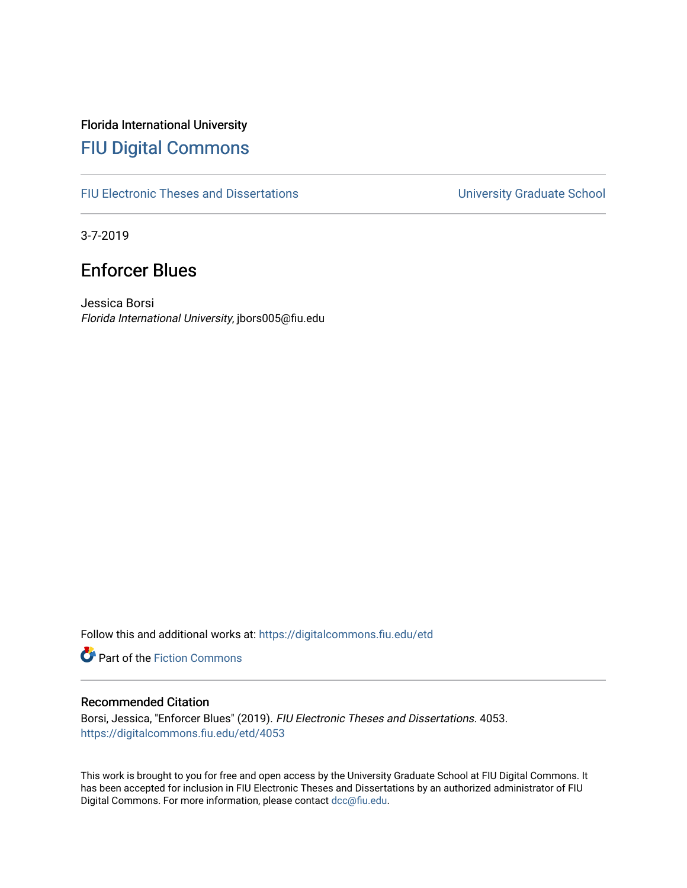Florida International University

# FIU Digital Commons

FIU Electronic Theses and Dissertations

University Graduate School

3-7-2019

## Enforcer Blues

Jessica Borsi
*Florida International University*, jbors005@fiu.edu

Follow this and additional works at: https://digitalcommons.fiu.edu/etd

Part of the Fiction Commons

### Recommended Citation

Borsi, Jessica, "Enforcer Blues" (2019). *FIU Electronic Theses and Dissertations*. 4053.
https://digitalcommons.fiu.edu/etd/4053

This work is brought to you for free and open access by the University Graduate School at FIU Digital Commons. It has been accepted for inclusion in FIU Electronic Theses and Dissertations by an authorized administrator of FIU Digital Commons. For more information, please contact dcc@fiu.edu.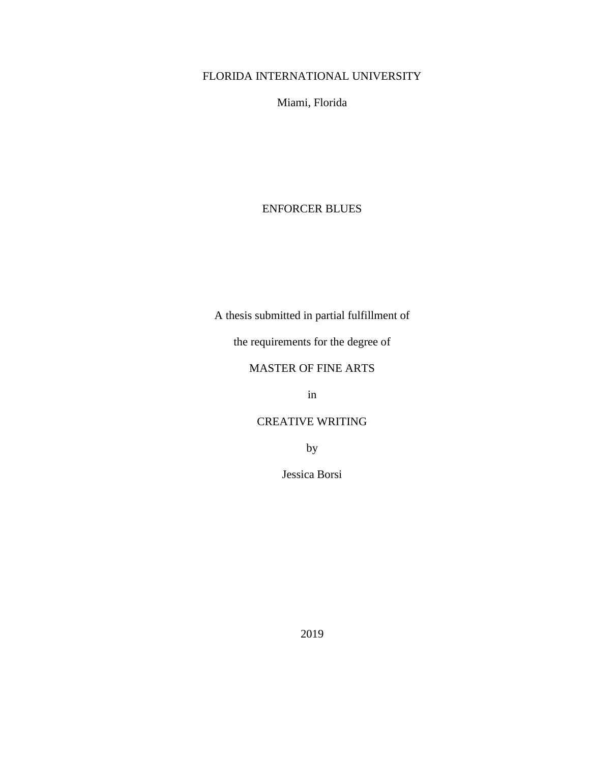FLORIDA INTERNATIONAL UNIVERSITY

Miami, Florida

# ENFORCER BLUES

A thesis submitted in partial fulfillment of

the requirements for the degree of

MASTER OF FINE ARTS

in

CREATIVE WRITING

by

Jessica Borsi

2019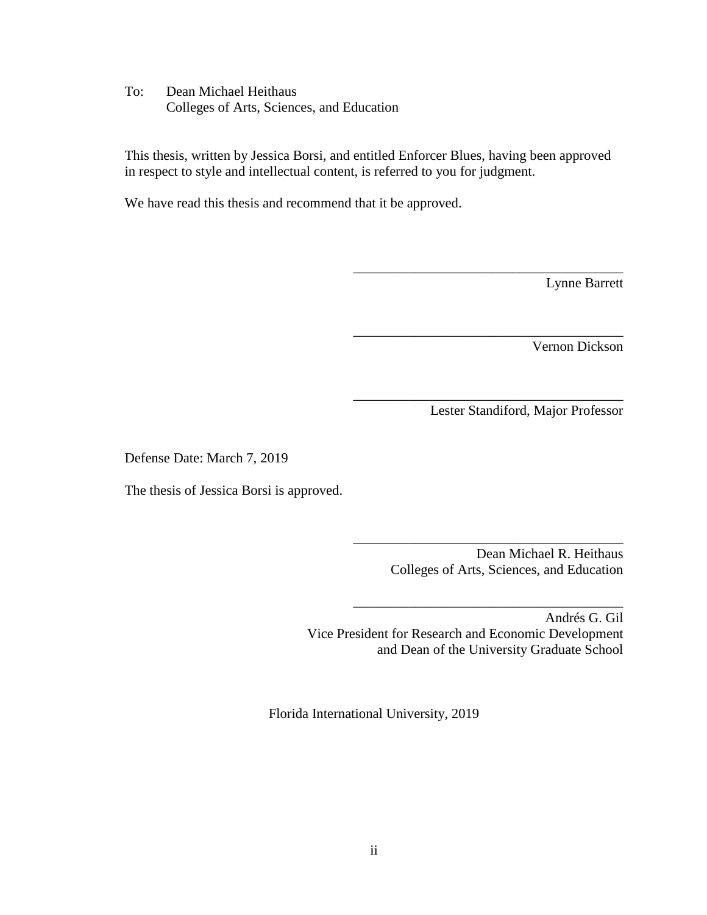To: Dean Michael Heithaus
Colleges of Arts, Sciences, and Education

This thesis, written by Jessica Borsi, and entitled Enforcer Blues, having been approved in respect to style and intellectual content, is referred to you for judgment.

We have read this thesis and recommend that it be approved.

\_\_\_\_\_\_\_\_\_\_\_\_\_\_\_\_\_\_\_\_\_\_\_\_\_\_\_\_\_\_\_\_\_\_\_\_\_\_\_
Lynne Barrett

\_\_\_\_\_\_\_\_\_\_\_\_\_\_\_\_\_\_\_\_\_\_\_\_\_\_\_\_\_\_\_\_\_\_\_\_\_\_\_
Vernon Dickson

\_\_\_\_\_\_\_\_\_\_\_\_\_\_\_\_\_\_\_\_\_\_\_\_\_\_\_\_\_\_\_\_\_\_\_\_\_\_\_
Lester Standiford, Major Professor

Defense Date: March 7, 2019

The thesis of Jessica Borsi is approved.

\_\_\_\_\_\_\_\_\_\_\_\_\_\_\_\_\_\_\_\_\_\_\_\_\_\_\_\_\_\_\_\_\_\_\_\_\_\_\_
Dean Michael R. Heithaus
Colleges of Arts, Sciences, and Education

\_\_\_\_\_\_\_\_\_\_\_\_\_\_\_\_\_\_\_\_\_\_\_\_\_\_\_\_\_\_\_\_\_\_\_\_\_\_\_
Andrés G. Gil
Vice President for Research and Economic Development
and Dean of the University Graduate School

Florida International University, 2019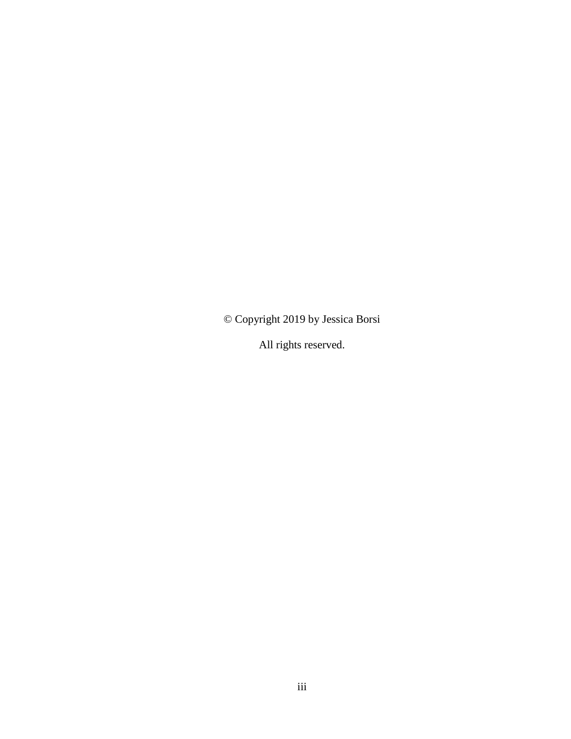© Copyright 2019 by Jessica Borsi

All rights reserved.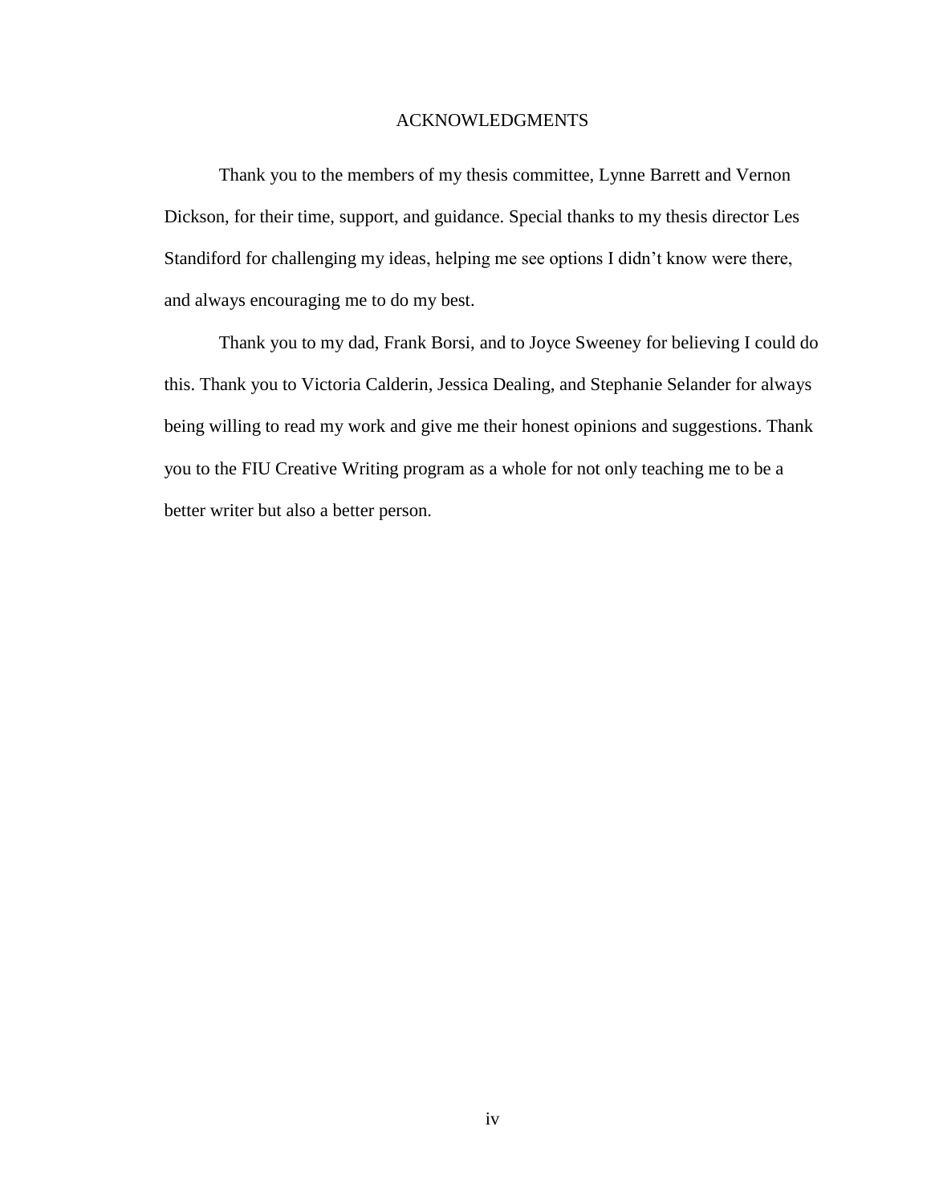# ACKNOWLEDGMENTS

Thank you to the members of my thesis committee, Lynne Barrett and Vernon Dickson, for their time, support, and guidance. Special thanks to my thesis director Les Standiford for challenging my ideas, helping me see options I didn't know were there, and always encouraging me to do my best.

Thank you to my dad, Frank Borsi, and to Joyce Sweeney for believing I could do this. Thank you to Victoria Calderin, Jessica Dealing, and Stephanie Selander for always being willing to read my work and give me their honest opinions and suggestions. Thank you to the FIU Creative Writing program as a whole for not only teaching me to be a better writer but also a better person.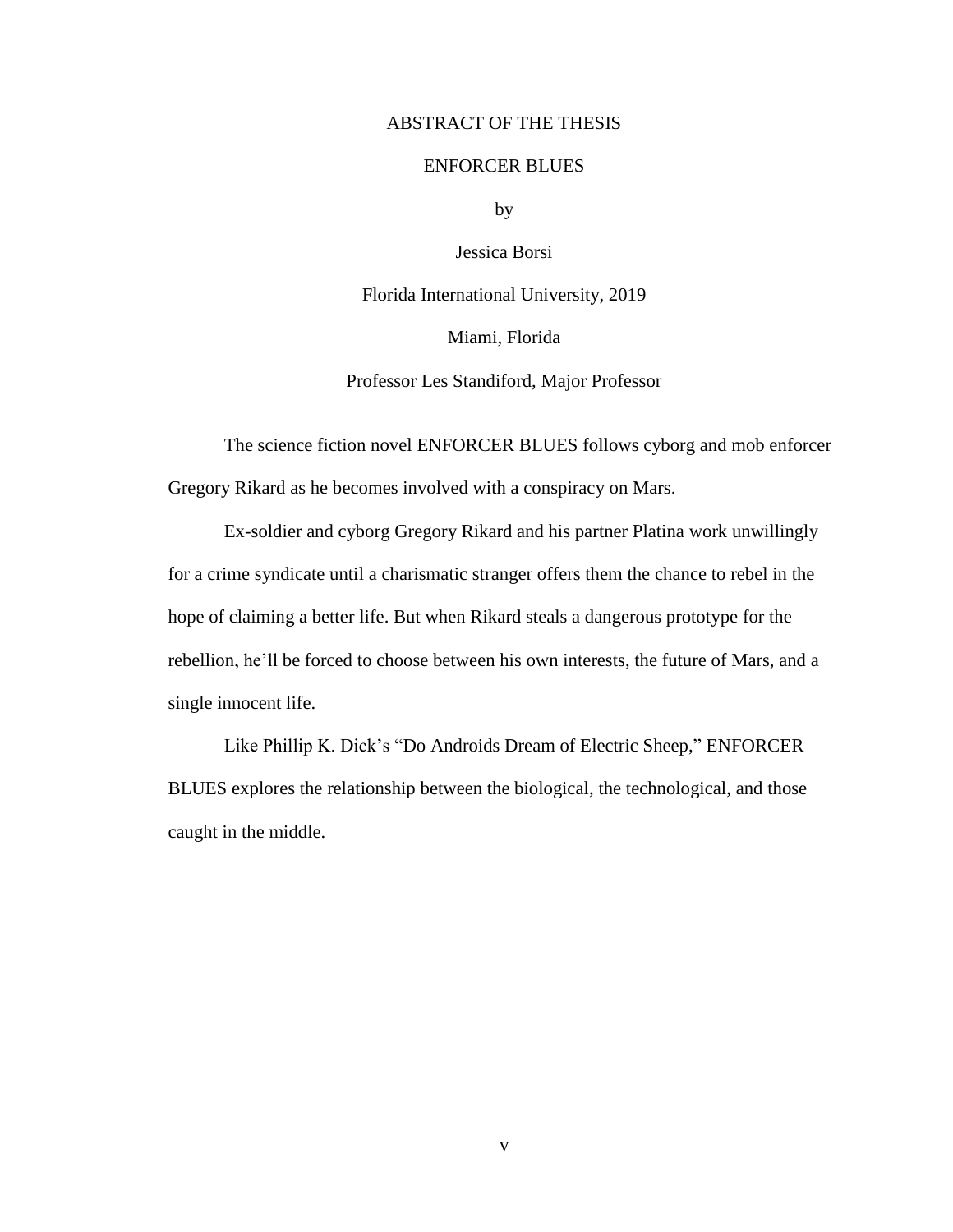# ABSTRACT OF THE THESIS

## ENFORCER BLUES

by

Jessica Borsi

Florida International University, 2019

Miami, Florida

Professor Les Standiford, Major Professor

The science fiction novel ENFORCER BLUES follows cyborg and mob enforcer Gregory Rikard as he becomes involved with a conspiracy on Mars.

Ex-soldier and cyborg Gregory Rikard and his partner Platina work unwillingly for a crime syndicate until a charismatic stranger offers them the chance to rebel in the hope of claiming a better life. But when Rikard steals a dangerous prototype for the rebellion, he'll be forced to choose between his own interests, the future of Mars, and a single innocent life.

Like Phillip K. Dick's "Do Androids Dream of Electric Sheep," ENFORCER BLUES explores the relationship between the biological, the technological, and those caught in the middle.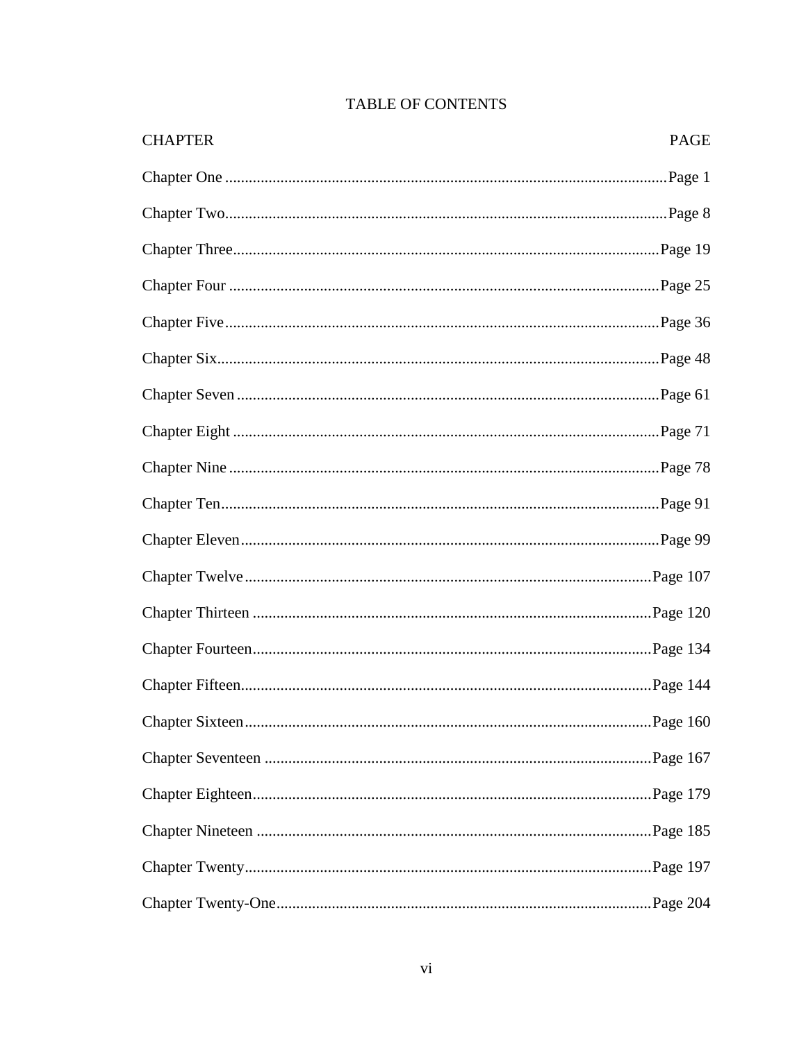# TABLE OF CONTENTS

| CHAPTER | PAGE |
|---|---|
| Chapter One | Page 1 |
| Chapter Two | Page 8 |
| Chapter Three | Page 19 |
| Chapter Four | Page 25 |
| Chapter Five | Page 36 |
| Chapter Six | Page 48 |
| Chapter Seven | Page 61 |
| Chapter Eight | Page 71 |
| Chapter Nine | Page 78 |
| Chapter Ten | Page 91 |
| Chapter Eleven | Page 99 |
| Chapter Twelve | Page 107 |
| Chapter Thirteen | Page 120 |
| Chapter Fourteen | Page 134 |
| Chapter Fifteen | Page 144 |
| Chapter Sixteen | Page 160 |
| Chapter Seventeen | Page 167 |
| Chapter Eighteen | Page 179 |
| Chapter Nineteen | Page 185 |
| Chapter Twenty | Page 197 |
| Chapter Twenty-One | Page 204 |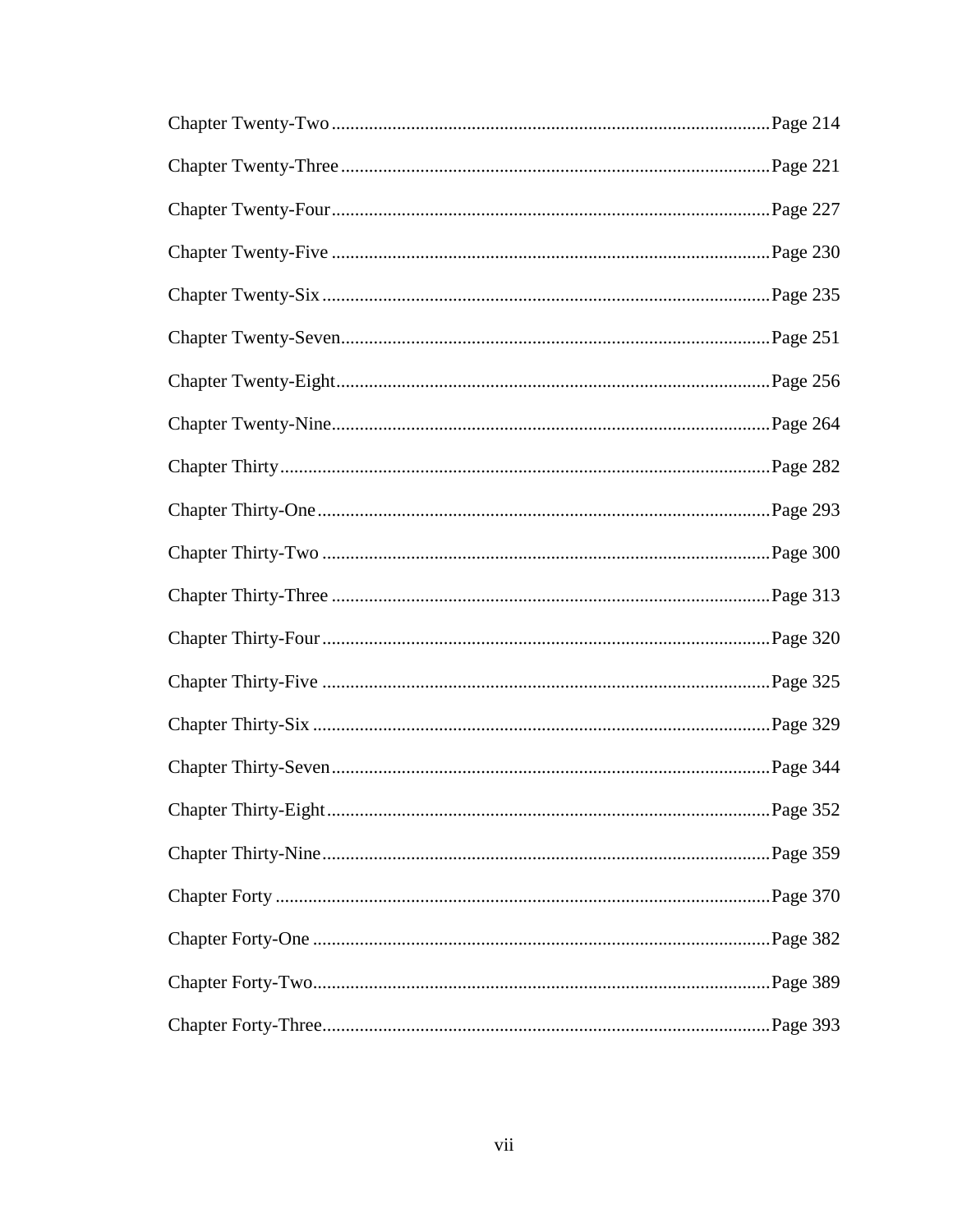Chapter Twenty-Two ............................................................................................Page 214

Chapter Twenty-Three ..........................................................................................Page 221

Chapter Twenty-Four............................................................................................Page 227

Chapter Twenty-Five ............................................................................................Page 230

Chapter Twenty-Six ..............................................................................................Page 235

Chapter Twenty-Seven..........................................................................................Page 251

Chapter Twenty-Eight...........................................................................................Page 256

Chapter Twenty-Nine............................................................................................Page 264

Chapter Thirty.......................................................................................................Page 282

Chapter Thirty-One ...............................................................................................Page 293

Chapter Thirty-Two ..............................................................................................Page 300

Chapter Thirty-Three ............................................................................................Page 313

Chapter Thirty-Four ..............................................................................................Page 320

Chapter Thirty-Five ..............................................................................................Page 325

Chapter Thirty-Six ................................................................................................Page 329

Chapter Thirty-Seven............................................................................................Page 344

Chapter Thirty-Eight.............................................................................................Page 352

Chapter Thirty-Nine..............................................................................................Page 359

Chapter Forty ........................................................................................................Page 370

Chapter Forty-One ................................................................................................Page 382

Chapter Forty-Two.................................................................................................Page 389

Chapter Forty-Three...............................................................................................Page 393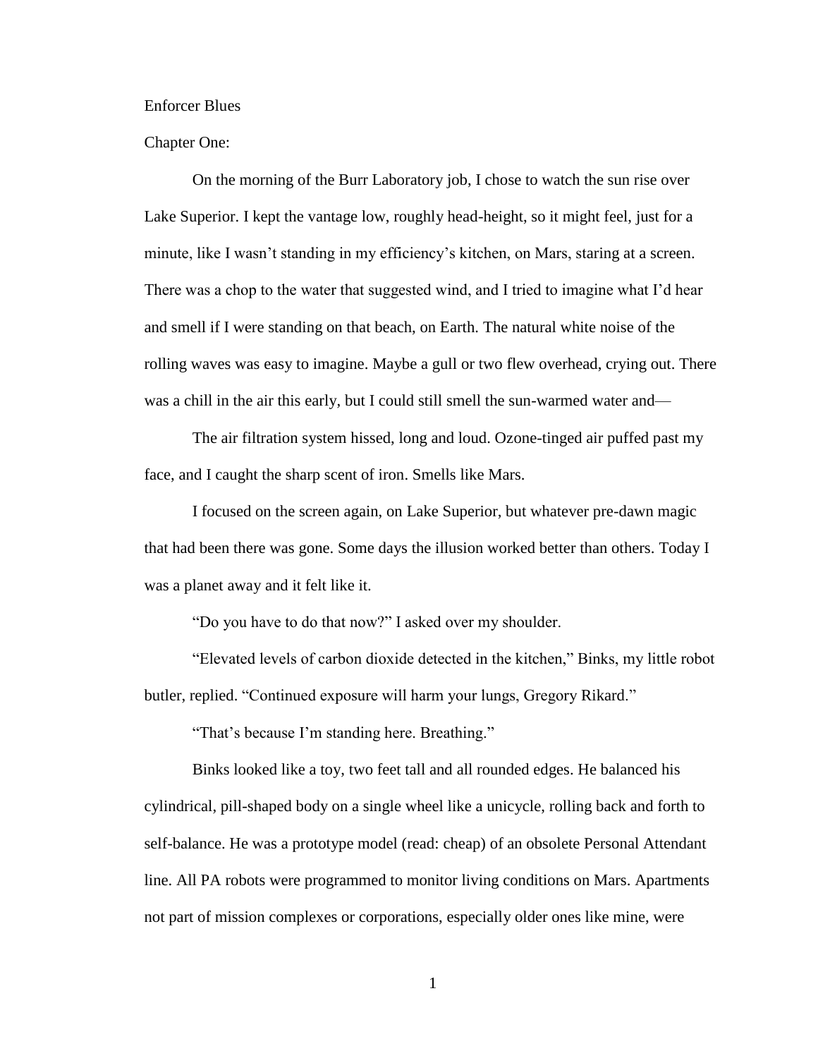Enforcer Blues

Chapter One:

On the morning of the Burr Laboratory job, I chose to watch the sun rise over Lake Superior. I kept the vantage low, roughly head-height, so it might feel, just for a minute, like I wasn't standing in my efficiency's kitchen, on Mars, staring at a screen. There was a chop to the water that suggested wind, and I tried to imagine what I'd hear and smell if I were standing on that beach, on Earth. The natural white noise of the rolling waves was easy to imagine. Maybe a gull or two flew overhead, crying out. There was a chill in the air this early, but I could still smell the sun-warmed water and—

The air filtration system hissed, long and loud. Ozone-tinged air puffed past my face, and I caught the sharp scent of iron. Smells like Mars.

I focused on the screen again, on Lake Superior, but whatever pre-dawn magic that had been there was gone. Some days the illusion worked better than others. Today I was a planet away and it felt like it.

"Do you have to do that now?" I asked over my shoulder.

"Elevated levels of carbon dioxide detected in the kitchen," Binks, my little robot butler, replied. "Continued exposure will harm your lungs, Gregory Rikard."

"That's because I'm standing here. Breathing."

Binks looked like a toy, two feet tall and all rounded edges. He balanced his cylindrical, pill-shaped body on a single wheel like a unicycle, rolling back and forth to self-balance. He was a prototype model (read: cheap) of an obsolete Personal Attendant line. All PA robots were programmed to monitor living conditions on Mars. Apartments not part of mission complexes or corporations, especially older ones like mine, were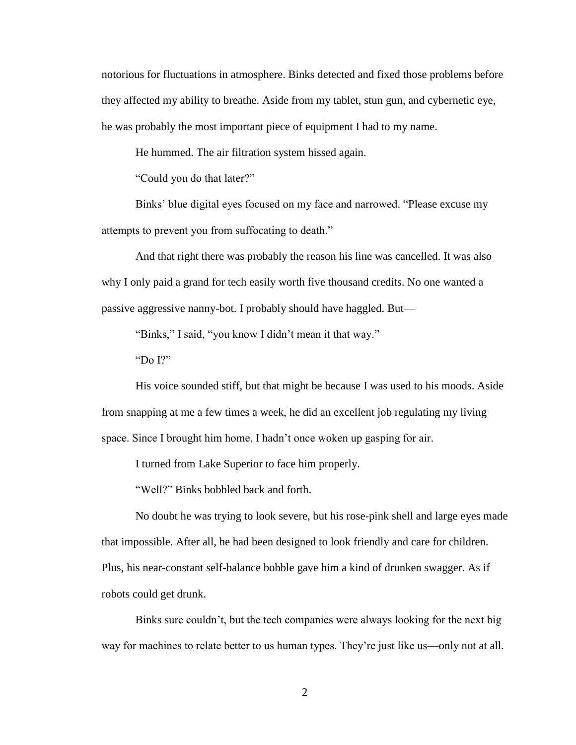notorious for fluctuations in atmosphere. Binks detected and fixed those problems before they affected my ability to breathe. Aside from my tablet, stun gun, and cybernetic eye, he was probably the most important piece of equipment I had to my name.

He hummed. The air filtration system hissed again.

"Could you do that later?"

Binks' blue digital eyes focused on my face and narrowed. "Please excuse my attempts to prevent you from suffocating to death."

And that right there was probably the reason his line was cancelled. It was also why I only paid a grand for tech easily worth five thousand credits. No one wanted a passive aggressive nanny-bot. I probably should have haggled. But—

"Binks," I said, "you know I didn't mean it that way."

"Do I?"

His voice sounded stiff, but that might be because I was used to his moods. Aside from snapping at me a few times a week, he did an excellent job regulating my living space. Since I brought him home, I hadn't once woken up gasping for air.

I turned from Lake Superior to face him properly.

"Well?" Binks bobbled back and forth.

No doubt he was trying to look severe, but his rose-pink shell and large eyes made that impossible. After all, he had been designed to look friendly and care for children. Plus, his near-constant self-balance bobble gave him a kind of drunken swagger. As if robots could get drunk.

Binks sure couldn't, but the tech companies were always looking for the next big way for machines to relate better to us human types. They're just like us—only not at all.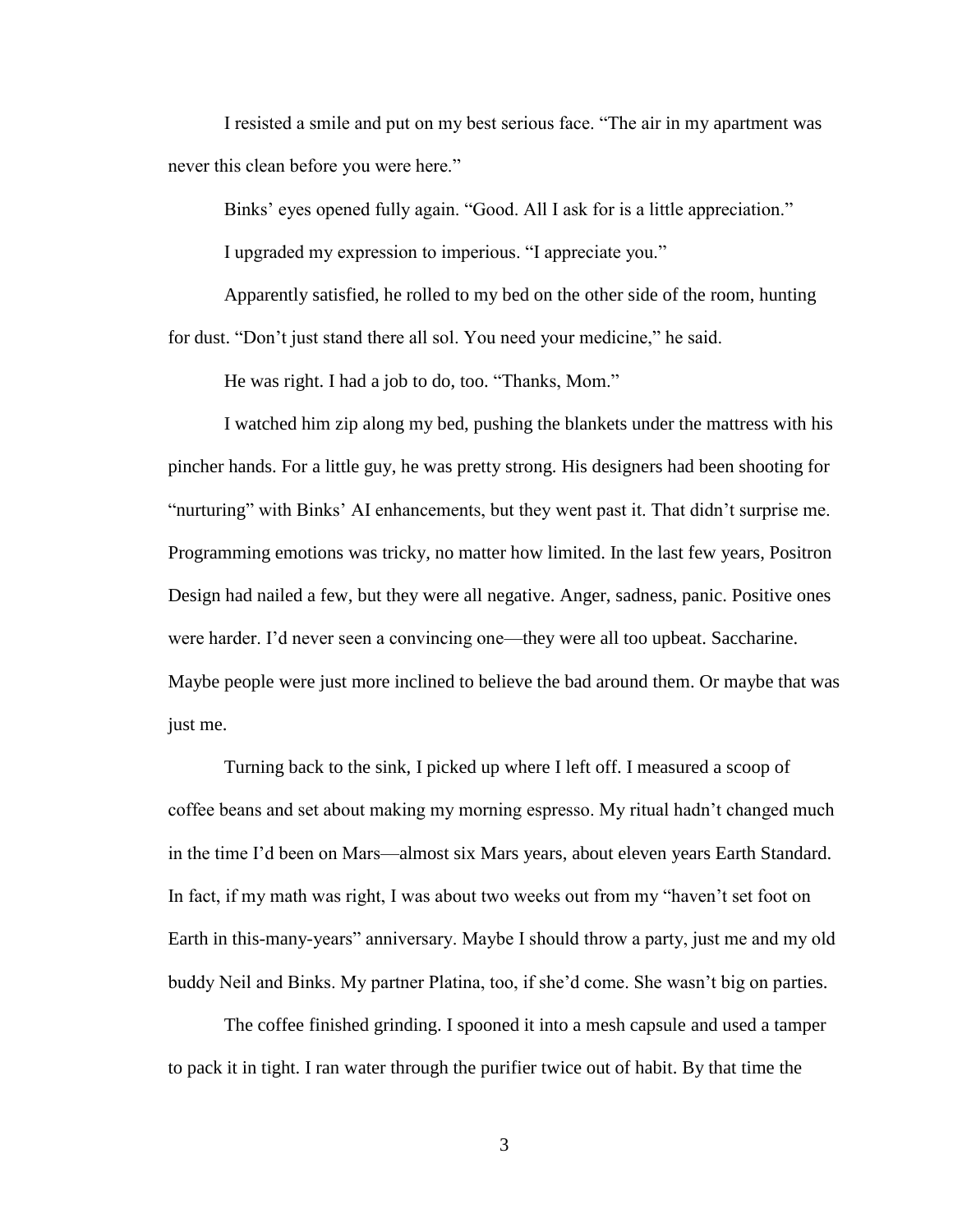I resisted a smile and put on my best serious face. "The air in my apartment was never this clean before you were here."

Binks' eyes opened fully again. "Good. All I ask for is a little appreciation."

I upgraded my expression to imperious. "I appreciate you."

Apparently satisfied, he rolled to my bed on the other side of the room, hunting for dust. "Don't just stand there all sol. You need your medicine," he said.

He was right. I had a job to do, too. "Thanks, Mom."

I watched him zip along my bed, pushing the blankets under the mattress with his pincher hands. For a little guy, he was pretty strong. His designers had been shooting for "nurturing" with Binks' AI enhancements, but they went past it. That didn't surprise me. Programming emotions was tricky, no matter how limited. In the last few years, Positron Design had nailed a few, but they were all negative. Anger, sadness, panic. Positive ones were harder. I'd never seen a convincing one—they were all too upbeat. Saccharine. Maybe people were just more inclined to believe the bad around them. Or maybe that was just me.

Turning back to the sink, I picked up where I left off. I measured a scoop of coffee beans and set about making my morning espresso. My ritual hadn't changed much in the time I'd been on Mars—almost six Mars years, about eleven years Earth Standard. In fact, if my math was right, I was about two weeks out from my "haven't set foot on Earth in this-many-years" anniversary. Maybe I should throw a party, just me and my old buddy Neil and Binks. My partner Platina, too, if she'd come. She wasn't big on parties.

The coffee finished grinding. I spooned it into a mesh capsule and used a tamper to pack it in tight. I ran water through the purifier twice out of habit. By that time the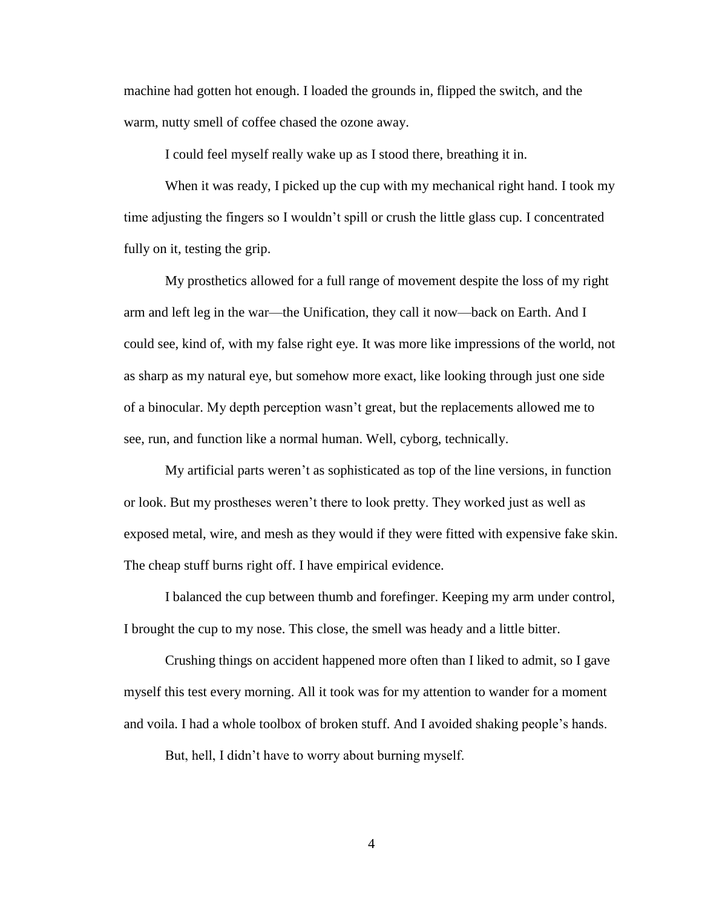machine had gotten hot enough. I loaded the grounds in, flipped the switch, and the warm, nutty smell of coffee chased the ozone away.

I could feel myself really wake up as I stood there, breathing it in.

When it was ready, I picked up the cup with my mechanical right hand. I took my time adjusting the fingers so I wouldn't spill or crush the little glass cup. I concentrated fully on it, testing the grip.

My prosthetics allowed for a full range of movement despite the loss of my right arm and left leg in the war—the Unification, they call it now—back on Earth. And I could see, kind of, with my false right eye. It was more like impressions of the world, not as sharp as my natural eye, but somehow more exact, like looking through just one side of a binocular. My depth perception wasn't great, but the replacements allowed me to see, run, and function like a normal human. Well, cyborg, technically.

My artificial parts weren't as sophisticated as top of the line versions, in function or look. But my prostheses weren't there to look pretty. They worked just as well as exposed metal, wire, and mesh as they would if they were fitted with expensive fake skin. The cheap stuff burns right off. I have empirical evidence.

I balanced the cup between thumb and forefinger. Keeping my arm under control, I brought the cup to my nose. This close, the smell was heady and a little bitter.

Crushing things on accident happened more often than I liked to admit, so I gave myself this test every morning. All it took was for my attention to wander for a moment and voila. I had a whole toolbox of broken stuff. And I avoided shaking people's hands.

But, hell, I didn't have to worry about burning myself.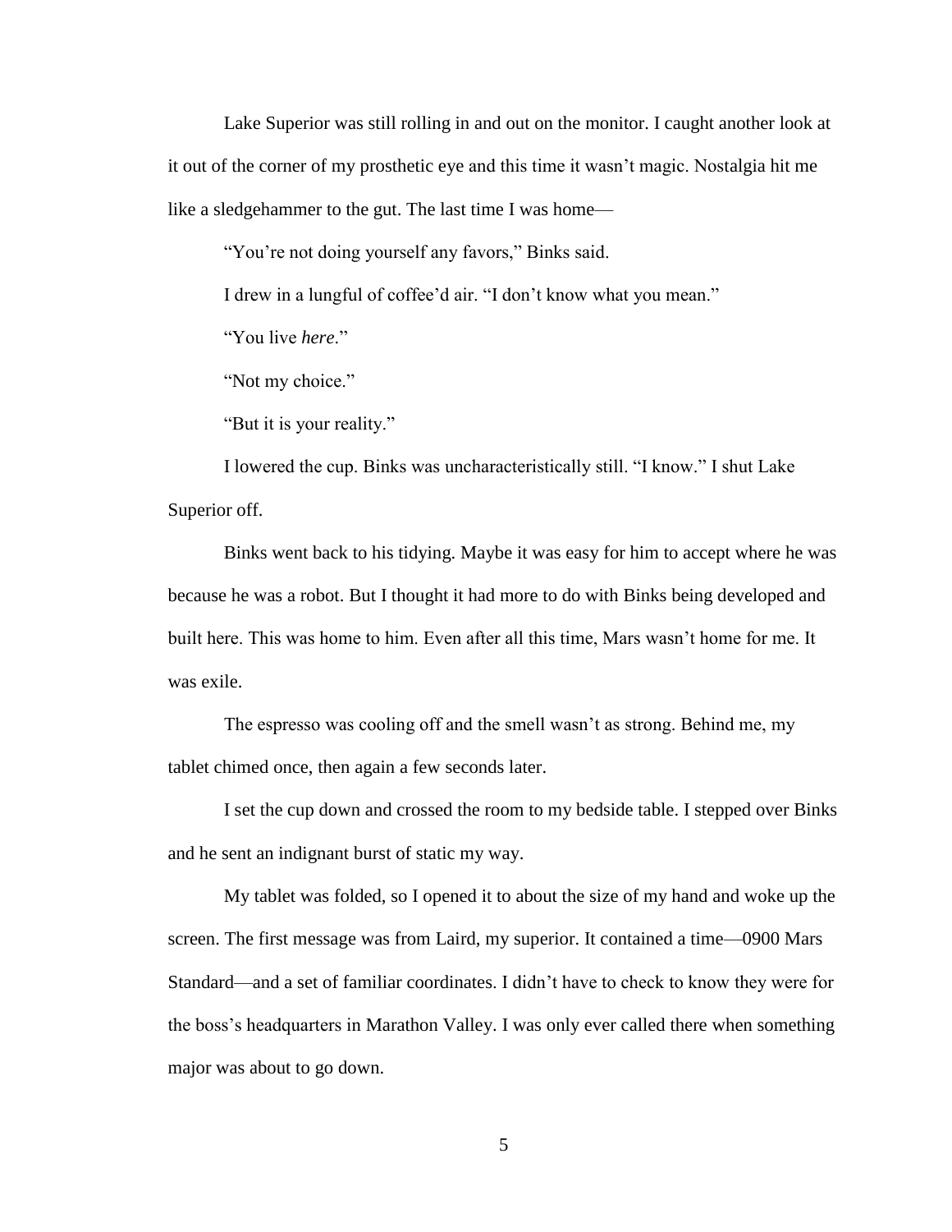Lake Superior was still rolling in and out on the monitor. I caught another look at it out of the corner of my prosthetic eye and this time it wasn't magic. Nostalgia hit me like a sledgehammer to the gut. The last time I was home—

"You're not doing yourself any favors," Binks said.

I drew in a lungful of coffee'd air. "I don't know what you mean."

"You live *here*."

"Not my choice."

"But it is your reality."

I lowered the cup. Binks was uncharacteristically still. "I know." I shut Lake Superior off.

Binks went back to his tidying. Maybe it was easy for him to accept where he was because he was a robot. But I thought it had more to do with Binks being developed and built here. This was home to him. Even after all this time, Mars wasn't home for me. It was exile.

The espresso was cooling off and the smell wasn't as strong. Behind me, my tablet chimed once, then again a few seconds later.

I set the cup down and crossed the room to my bedside table. I stepped over Binks and he sent an indignant burst of static my way.

My tablet was folded, so I opened it to about the size of my hand and woke up the screen. The first message was from Laird, my superior. It contained a time—0900 Mars Standard—and a set of familiar coordinates. I didn't have to check to know they were for the boss's headquarters in Marathon Valley. I was only ever called there when something major was about to go down.